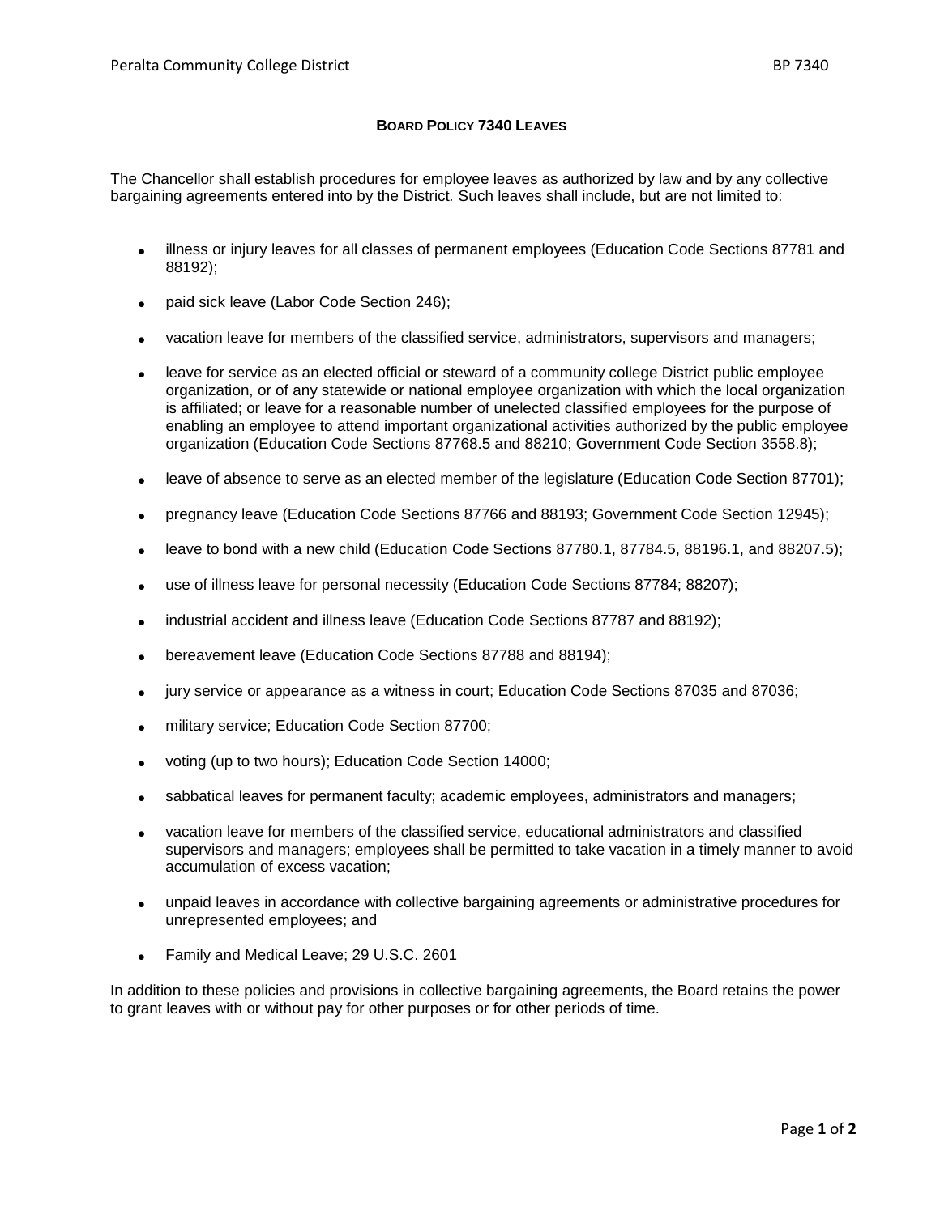# BOARD POLICY 7340 LEAVES

The Chancellor shall establish procedures for employee leaves as authorized by law and by any collective bargaining agreements entered into by the District. Such leaves shall include, but are not limited to:

- illness or injury leaves for all classes of permanent employees (Education Code Sections 87781 and 88192);
- paid sick leave (Labor Code Section 246);
- vacation leave for members of the classified service, administrators, supervisors and managers;
- leave for service as an elected official or steward of a community college District public employee organization, or of any statewide or national employee organization with which the local organization is affiliated; or leave for a reasonable number of unelected classified employees for the purpose of enabling an employee to attend important organizational activities authorized by the public employee organization (Education Code Sections 87768.5 and 88210; Government Code Section 3558.8);
- leave of absence to serve as an elected member of the legislature (Education Code Section 87701);
- pregnancy leave (Education Code Sections 87766 and 88193; Government Code Section 12945);
- leave to bond with a new child (Education Code Sections 87780.1, 87784.5, 88196.1, and 88207.5);
- use of illness leave for personal necessity (Education Code Sections 87784; 88207);
- industrial accident and illness leave (Education Code Sections 87787 and 88192);
- bereavement leave (Education Code Sections 87788 and 88194);
- jury service or appearance as a witness in court; Education Code Sections 87035 and 87036;
- military service; Education Code Section 87700;
- voting (up to two hours); Education Code Section 14000;
- sabbatical leaves for permanent faculty; academic employees, administrators and managers;
- vacation leave for members of the classified service, educational administrators and classified supervisors and managers; employees shall be permitted to take vacation in a timely manner to avoid accumulation of excess vacation;
- unpaid leaves in accordance with collective bargaining agreements or administrative procedures for unrepresented employees; and
- Family and Medical Leave; 29 U.S.C. 2601

In addition to these policies and provisions in collective bargaining agreements, the Board retains the power to grant leaves with or without pay for other purposes or for other periods of time.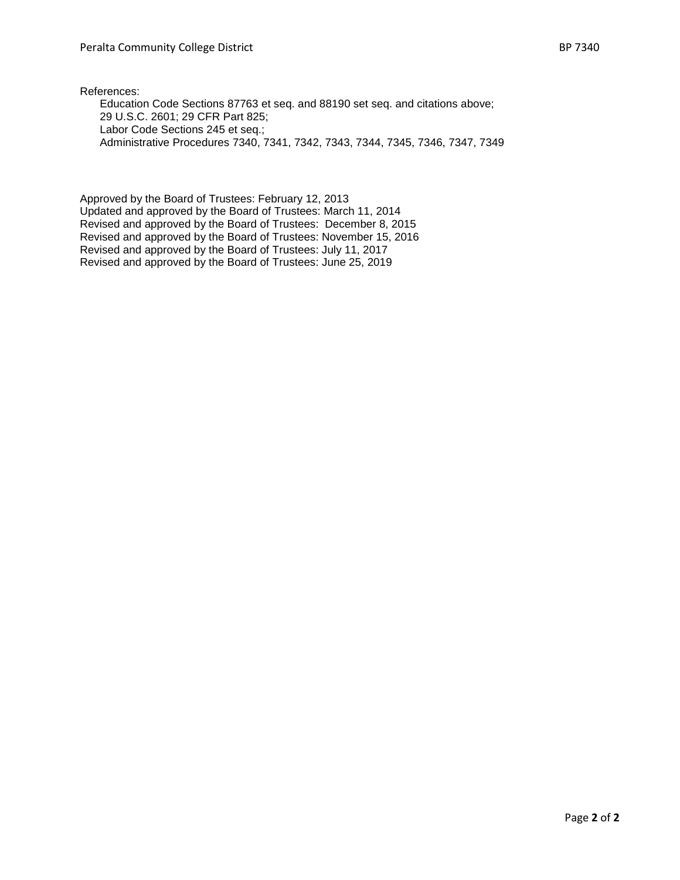References:

Education Code Sections 87763 et seq. and 88190 set seq. and citations above;
29 U.S.C. 2601; 29 CFR Part 825;
Labor Code Sections 245 et seq.;
Administrative Procedures 7340, 7341, 7342, 7343, 7344, 7345, 7346, 7347, 7349

Approved by the Board of Trustees: February 12, 2013
Updated and approved by the Board of Trustees: March 11, 2014
Revised and approved by the Board of Trustees: December 8, 2015
Revised and approved by the Board of Trustees: November 15, 2016
Revised and approved by the Board of Trustees: July 11, 2017
Revised and approved by the Board of Trustees: June 25, 2019